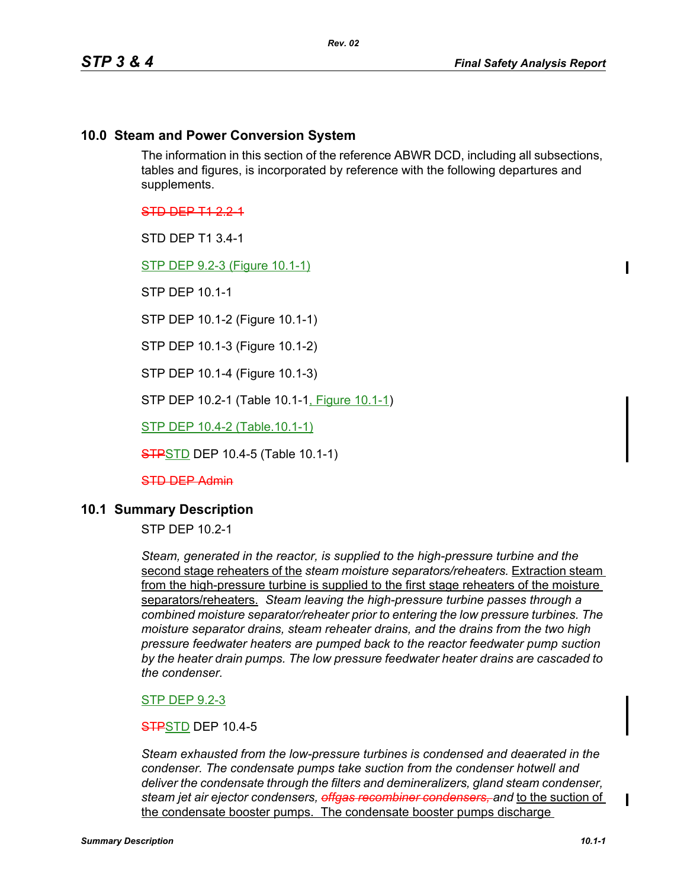## 10.0 Steam and Power Conversion System

The information in this section of the reference ABWR DCD, including all subsections, tables and figures, is incorporated by reference with the following departures and supplements.

~~STD DEP T1 2.2-1~~

STD DEP T1 3.4-1

STP DEP 9.2-3 (Figure 10.1-1)

STP DEP 10.1-1

STP DEP 10.1-2 (Figure 10.1-1)

STP DEP 10.1-3 (Figure 10.1-2)

STP DEP 10.1-4 (Figure 10.1-3)

STP DEP 10.2-1 (Table 10.1-1, Figure 10.1-1)

STP DEP 10.4-2 (Table.10.1-1)

~~STP~~STD DEP 10.4-5 (Table 10.1-1)

~~STD DEP Admin~~

## 10.1 Summary Description

STP DEP 10.2-1

*Steam, generated in the reactor, is supplied to the high-pressure turbine and the* second stage reheaters of the *steam moisture separators/reheaters.* Extraction steam from the high-pressure turbine is supplied to the first stage reheaters of the moisture separators/reheaters. *Steam leaving the high-pressure turbine passes through a combined moisture separator/reheater prior to entering the low pressure turbines. The moisture separator drains, steam reheater drains, and the drains from the two high pressure feedwater heaters are pumped back to the reactor feedwater pump suction by the heater drain pumps. The low pressure feedwater heater drains are cascaded to the condenser.*

STP DEP 9.2-3

~~STP~~STD DEP 10.4-5

*Steam exhausted from the low-pressure turbines is condensed and deaerated in the condenser. The condensate pumps take suction from the condenser hotwell and deliver the condensate through the filters and demineralizers, gland steam condenser, steam jet air ejector condensers, ~~offgas recombiner condensers,~~ and* to the suction of the condensate booster pumps. The condensate booster pumps discharge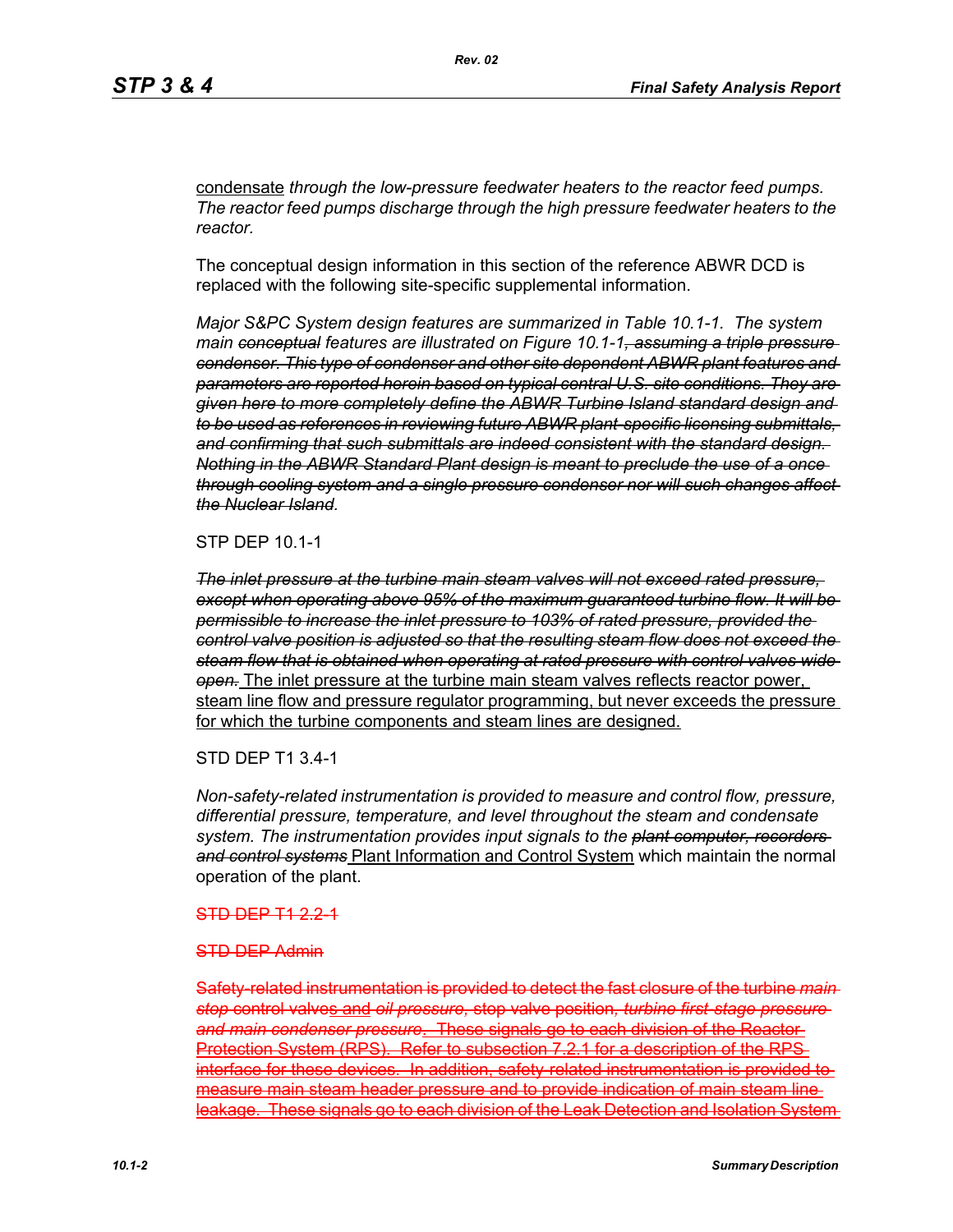<u>condensate</u> *through the low-pressure feedwater heaters to the reactor feed pumps. The reactor feed pumps discharge through the high pressure feedwater heaters to the reactor.*

The conceptual design information in this section of the reference ABWR DCD is replaced with the following site-specific supplemental information.

*Major S&PC System design features are summarized in Table 10.1-1. The system main ~~conceptual~~ features are illustrated on Figure 10.1-1~~, assuming a triple pressure condenser. This type of condenser and other site dependent ABWR plant features and parameters are reported herein based on typical central U.S. site conditions. They are given here to more completely define the ABWR Turbine Island standard design and to be used as references in reviewing future ABWR plant-specific licensing submittals, and confirming that such submittals are indeed consistent with the standard design. Nothing in the ABWR Standard Plant design is meant to preclude the use of a once through cooling system and a single pressure condenser nor will such changes affect the Nuclear Island~~.*

STP DEP 10.1-1

*~~The inlet pressure at the turbine main steam valves will not exceed rated pressure, except when operating above 95% of the maximum guaranteed turbine flow. It will be permissible to increase the inlet pressure to 103% of rated pressure, provided the control valve position is adjusted so that the resulting steam flow does not exceed the steam flow that is obtained when operating at rated pressure with control valves wide open.~~* <u>The inlet pressure at the turbine main steam valves reflects reactor power, steam line flow and pressure regulator programming, but never exceeds the pressure for which the turbine components and steam lines are designed.</u>

STD DEP T1 3.4-1

*Non-safety-related instrumentation is provided to measure and control flow, pressure, differential pressure, temperature, and level throughout the steam and condensate system. The instrumentation provides input signals to the ~~plant computer, recorders and control systems~~* <u>Plant Information and Control System</u> which maintain the normal operation of the plant.

~~STD DEP T1 2.2-1~~

~~STD DEP Admin~~

~~Safety-related instrumentation is provided to detect the fast closure of the turbine *main stop* control valves~~<u>~~ and~~</u> ~~*oil pressure,* stop valve position, *turbine first-stage pressure and main condenser pressure*. These signals go to each division of the Reactor Protection System (RPS). Refer to subsection 7.2.1 for a description of the RPS interface for these devices. In addition, safety-related instrumentation is provided to measure main steam header pressure and to provide indication of main steam line leakage. These signals go to each division of the Leak Detection and Isolation System~~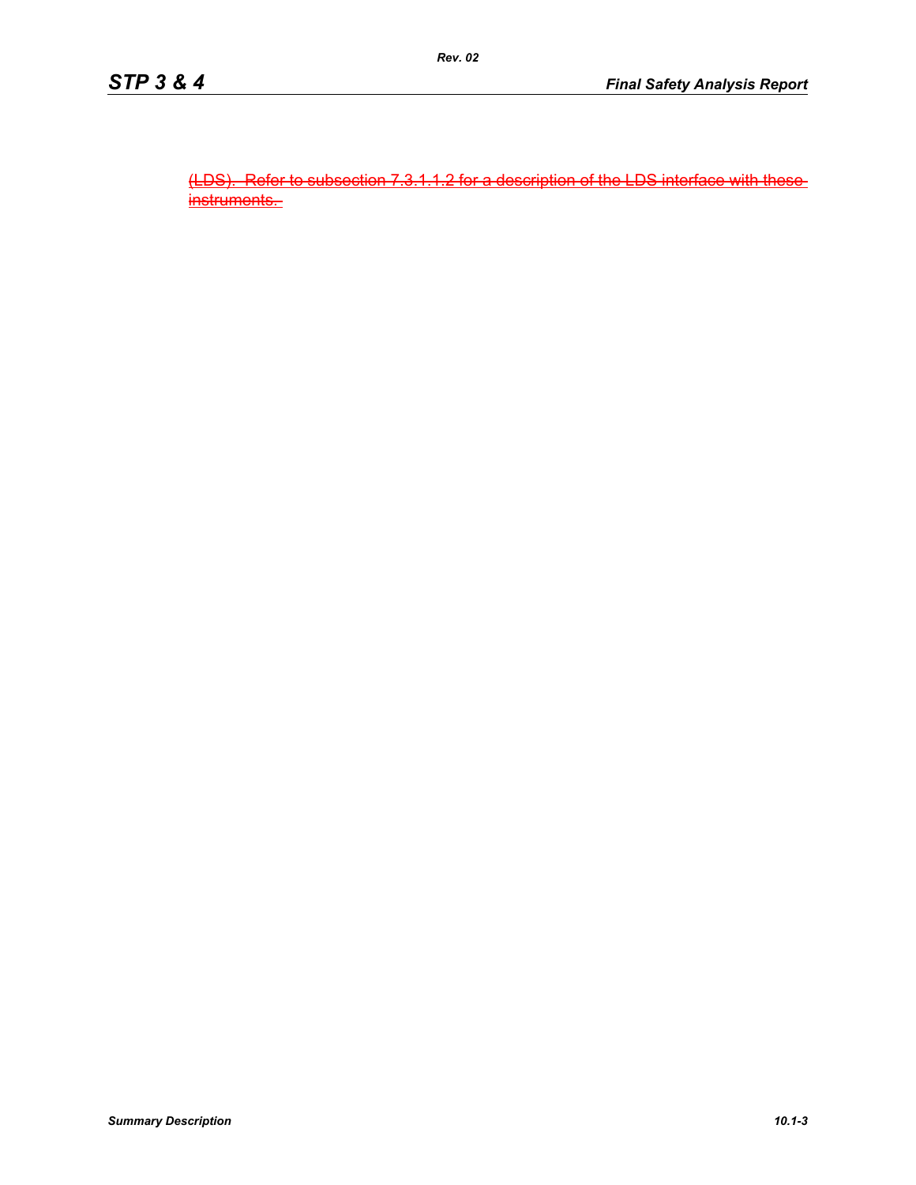~~(LDS). Refer to subsection 7.3.1.1.2 for a description of the LDS interface with these instruments.~~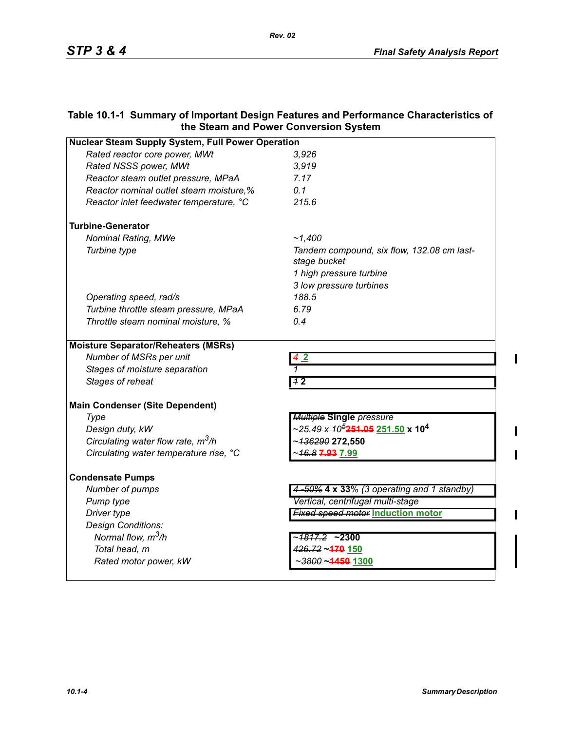## Table 10.1-1 Summary of Important Design Features and Performance Characteristics of the Steam and Power Conversion System

| | |
|---|---|
| **Nuclear Steam Supply System, Full Power Operation** | |
| *Rated reactor core power, MWt* | *3,926* |
| *Rated NSSS power, MWt* | *3,919* |
| *Reactor steam outlet pressure, MPaA* | *7.17* |
| *Reactor nominal outlet steam moisture,%* | *0.1* |
| *Reactor inlet feedwater temperature, °C* | *215.6* |
| **Turbine-Generator** | |
| *Nominal Rating, MWe* | *~1,400* |
| *Turbine type* | *Tandem compound, six flow, 132.08 cm last-stage bucket* |
| | *1 high pressure turbine* |
| | *3 low pressure turbines* |
| *Operating speed, rad/s* | *188.5* |
| *Turbine throttle steam pressure, MPaA* | *6.79* |
| *Throttle steam nominal moisture, %* | *0.4* |
| **Moisture Separator/Reheaters (MSRs)** | |
| *Number of MSRs per unit* | ~~*4*~~ 2 |
| *Stages of moisture separation* | *1* |
| *Stages of reheat* | ~~*1*~~ **2** |
| **Main Condenser (Site Dependent)** | |
| *Type* | ~~*Multiple*~~ **Single** *pressure* |
| *Design duty, kW* | ~~~~25.49 x 10^5^~~~~ ~~**251.05**~~ 251.50 **x 10^4^** |
| *Circulating water flow rate, m^3^/h* | ~~~~136290~~ **272,550** |
| *Circulating water temperature rise, °C* | ~~~~16.8~~ ~~**7.93**~~ 7.99 |
| **Condensate Pumps** | |
| *Number of pumps* | ~~*4–50%*~~ **4 x 33**% *(3 operating and 1 standby)* |
| *Pump type* | *Vertical, centrifugal multi-stage* |
| *Driver type* | ~~*Fixed speed motor*~~ **Induction motor** |
| *Design Conditions:* | |
| *Normal flow, m^3^/h* | ~~*~1817.2*~~ **~2300** |
| *Total head, m* | ~~*426.72*~~ **~**~~**170**~~ **150** |
| *Rated motor power, kW* | ~~*~3800*~~ **~**~~**1450**~~ **1300** |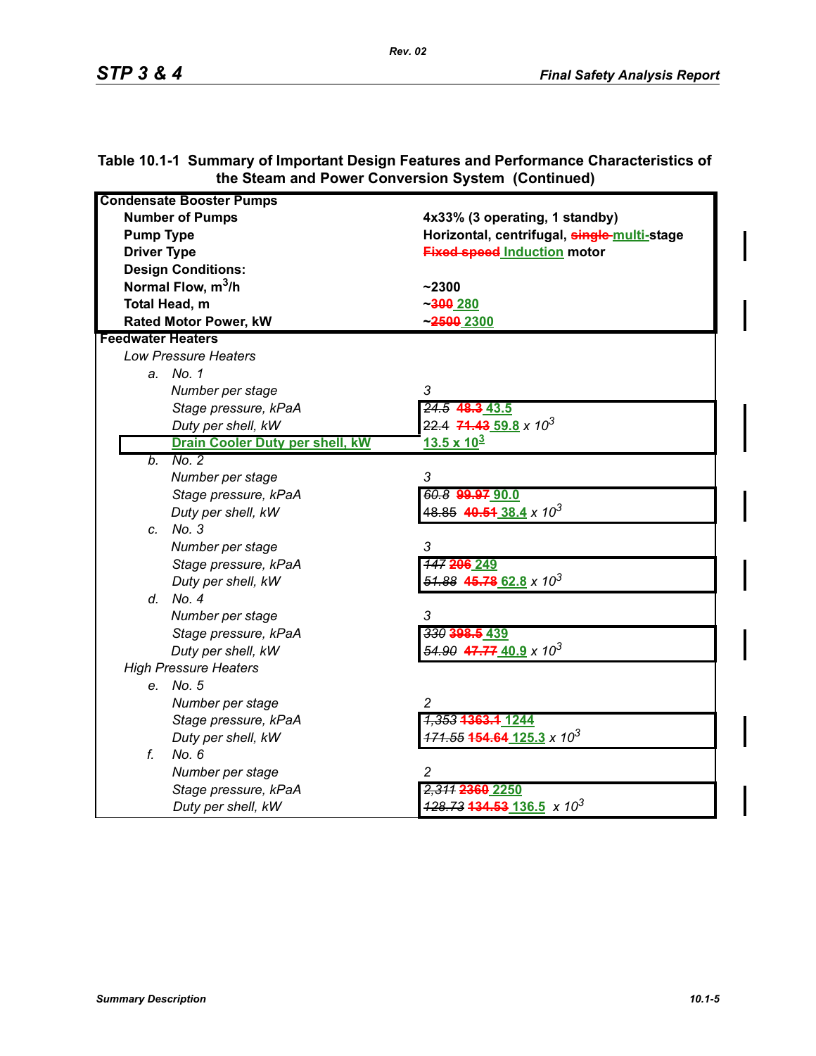Table 10.1-1 Summary of Important Design Features and Performance Characteristics of the Steam and Power Conversion System (Continued)

| | |
|---|---|
| **Condensate Booster Pumps** | |
| **Number of Pumps** | **4x33% (3 operating, 1 standby)** |
| **Pump Type** | **Horizontal, centrifugal, ~~single~~ multi-stage** |
| **Driver Type** | **~~Fixed speed~~ Induction motor** |
| **Design Conditions:** | |
| **Normal Flow, $m^3/h$** | **~2300** |
| **Total Head, m** | **~~~300~~ 280** |
| **Rated Motor Power, kW** | **~~~2500~~ 2300** |
| **Feedwater Heaters** | |
| *Low Pressure Heaters* | |
| *a. No. 1* | |
| *Number per stage* | *3* |
| *Stage pressure, kPaA* | ~~*24.5*~~ ~~48.3~~ 43.5 |
| *Duty per shell, kW* | ~~22.4~~ ~~71.43~~ 59.8 x $10^3$ |
| Drain Cooler Duty per shell, kW | 13.5 x $10^3$ |
| *b. No. 2* | |
| *Number per stage* | *3* |
| *Stage pressure, kPaA* | ~~*60.8*~~ ~~99.97~~ 90.0 |
| *Duty per shell, kW* | ~~48.85~~ ~~40.51~~ 38.4 x $10^3$ |
| *c. No. 3* | |
| *Number per stage* | *3* |
| *Stage pressure, kPaA* | ~~*147*~~ ~~206~~ 249 |
| *Duty per shell, kW* | ~~*51.88*~~ ~~45.78~~ 62.8 x $10^3$ |
| *d. No. 4* | |
| *Number per stage* | *3* |
| *Stage pressure, kPaA* | ~~*330*~~ ~~398.5~~ 439 |
| *Duty per shell, kW* | ~~*54.90*~~ ~~47.77~~ 40.9 x $10^3$ |
| *High Pressure Heaters* | |
| *e. No. 5* | |
| *Number per stage* | *2* |
| *Stage pressure, kPaA* | ~~*1,353*~~ ~~1363.1~~ 1244 |
| *Duty per shell, kW* | ~~*171.55*~~ ~~154.64~~ 125.3 x $10^3$ |
| *f. No. 6* | |
| *Number per stage* | *2* |
| *Stage pressure, kPaA* | ~~*2,311*~~ ~~2360~~ 2250 |
| *Duty per shell, kW* | ~~*128.73*~~ ~~134.53~~ 136.5 x $10^3$ |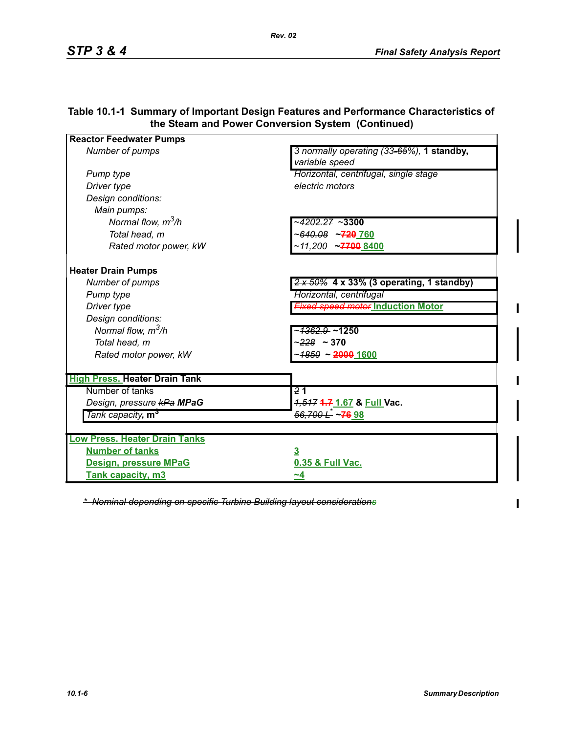**Table 10.1-1 Summary of Important Design Features and Performance Characteristics of the Steam and Power Conversion System (Continued)**

| | |
|---|---|
| **Reactor Feedwater Pumps** | |
| *Number of pumps* | *3 normally operating (33-65%),* **1 standby,** *variable speed* |
| *Pump type* | *Horizontal, centrifugal, single stage* |
| *Driver type* | *electric motors* |
| *Design conditions:* | |
| *Main pumps:* | |
| *Normal flow, m³/h* | ~~~4202.27~~ **~3300** |
| *Total head, m* | ~~~640.08~~ **~~~720~~ 760** |
| *Rated motor power, kW* | ~~~11,200~~ **~~~7700~~ 8400** |
| **Heater Drain Pumps** | |
| *Number of pumps* | ~~*2 x 50%*~~ **4 x 33% (3 operating, 1 standby)** |
| *Pump type* | *Horizontal, centrifugal* |
| *Driver type* | ~~*Fixed speed motor*~~ **Induction Motor** |
| *Design conditions:* | |
| *Normal flow, m³/h* | ~~~1362.9~~ **~1250** |
| *Total head, m* | ~~~228~~ **~ 370** |
| *Rated motor power, kW* | ~~~1850~~ **~ ~~2000~~ 1600** |
| **High Press. Heater Drain Tank** | |
| Number of tanks | ~~2~~ **1** |
| *Design, pressure* ~~*kPa*~~ ***MPaG*** | ~~*1,517*~~ **~~1.7~~ 1.67 & Full Vac.** |
| *Tank capacity*, **m³** | ~~*56,700 L[*]*~~ **~~~76~~ 98** |
| **Low Press. Heater Drain Tanks** | |
| **Number of tanks** | **3** |
| **Design, pressure MPaG** | **0.35 & Full Vac.** |
| **Tank capacity, m3** | **~4** |

~~\* Nominal depending on specific Turbine Building layout considerations~~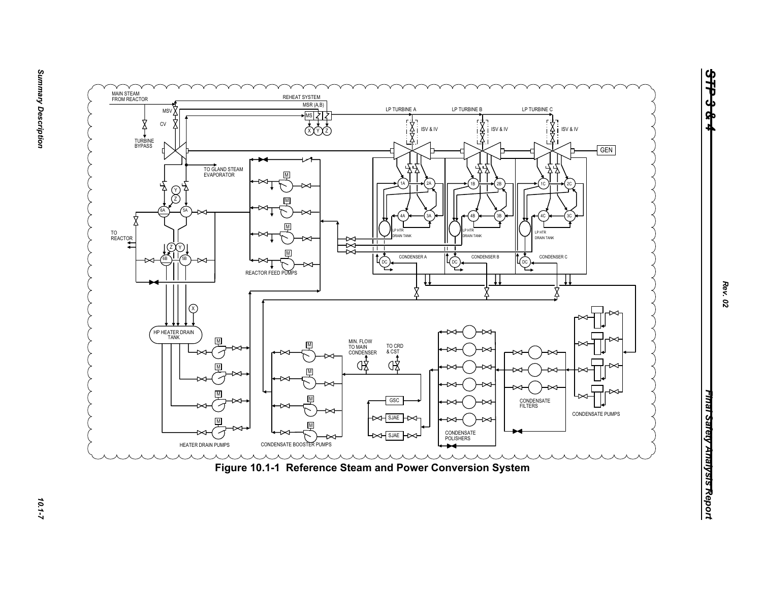MAIN STEAM FROM REACTOR

MSV

CV

TURBINE BYPASS

REHEAT SYSTEM

MSR (A,B)

MS

X Y Z

LP TURBINE A

LP TURBINE B

LP TURBINE C

ISV & IV

ISV & IV

ISV & IV

GEN

TO GLAND STEAM EVAPORATOR

Y

Z

6A

5A

TO REACTOR

Z Y

6B

5B

M

M

M

M

REACTOR FEED PUMPS

1A 2A

4A 3A

LP HTR DRAIN TANK

1B 2B

4B 3B

LP HTR DRAIN TANK

1C 2C

4C 3C

LP HTR DRAIN TANK

DC CONDENSER A

DC CONDENSER B

DC CONDENSER C

X

HP HEATER DRAIN TANK

M

M

M

M

HEATER DRAIN PUMPS

M

M

M

M

CONDENSATE BOOSTER PUMPS

MIN. FLOW TO MAIN CONDENSER

TO CRD & CST

GSC

SJAE

SJAE

CONDENSATE POLISHERS

CONDENSATE FILTERS

CONDENSATE PUMPS

**Figure 10.1-1 Reference Steam and Power Conversion System**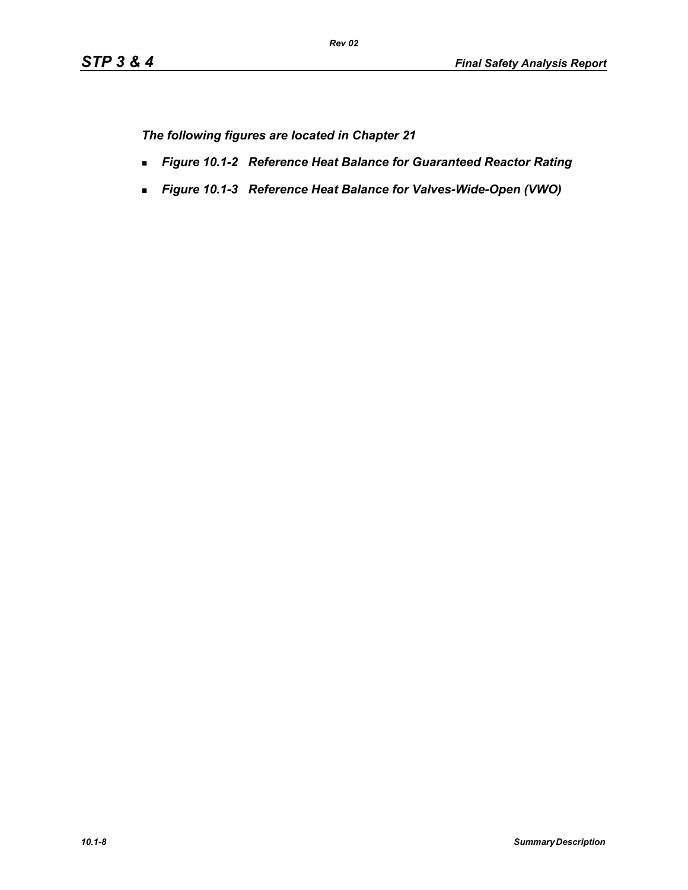*The following figures are located in Chapter 21*

- *Figure 10.1-2 Reference Heat Balance for Guaranteed Reactor Rating*
- *Figure 10.1-3 Reference Heat Balance for Valves-Wide-Open (VWO)*